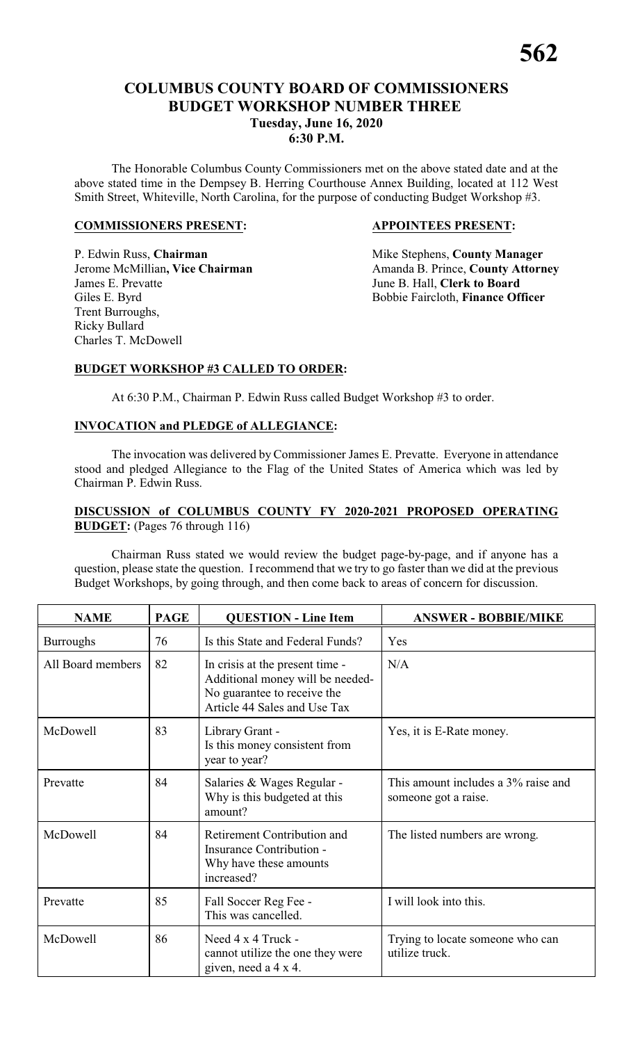# COLUMBUS COUNTY BOARD OF COMMISSIONERS
## BUDGET WORKSHOP NUMBER THREE
### Tuesday, June 16, 2020
### 6:30 P.M.

The Honorable Columbus County Commissioners met on the above stated date and at the above stated time in the Dempsey B. Herring Courthouse Annex Building, located at 112 West Smith Street, Whiteville, North Carolina, for the purpose of conducting Budget Workshop #3.

**COMMISSIONERS PRESENT:**

P. Edwin Russ, **Chairman**
Jerome McMillian**, Vice Chairman**
James E. Prevatte
Giles E. Byrd
Trent Burroughs,
Ricky Bullard
Charles T. McDowell

**APPOINTEES PRESENT:**

Mike Stephens, **County Manager**
Amanda B. Prince, **County Attorney**
June B. Hall, **Clerk to Board**
Bobbie Faircloth, **Finance Officer**

**BUDGET WORKSHOP #3 CALLED TO ORDER:**

At 6:30 P.M., Chairman P. Edwin Russ called Budget Workshop #3 to order.

**INVOCATION and PLEDGE of ALLEGIANCE:**

The invocation was delivered by Commissioner James E. Prevatte. Everyone in attendance stood and pledged Allegiance to the Flag of the United States of America which was led by Chairman P. Edwin Russ.

**DISCUSSION of COLUMBUS COUNTY FY 2020-2021 PROPOSED OPERATING BUDGET:** (Pages 76 through 116)

Chairman Russ stated we would review the budget page-by-page, and if anyone has a question, please state the question. I recommend that we try to go faster than we did at the previous Budget Workshops, by going through, and then come back to areas of concern for discussion.

| NAME | PAGE | QUESTION - Line Item | ANSWER - BOBBIE/MIKE |
|---|---|---|---|
| Burroughs | 76 | Is this State and Federal Funds? | Yes |
| All Board members | 82 | In crisis at the present time - Additional money will be needed- No guarantee to receive the Article 44 Sales and Use Tax | N/A |
| McDowell | 83 | Library Grant - Is this money consistent from year to year? | Yes, it is E-Rate money. |
| Prevatte | 84 | Salaries & Wages Regular - Why is this budgeted at this amount? | This amount includes a 3% raise and someone got a raise. |
| McDowell | 84 | Retirement Contribution and Insurance Contribution - Why have these amounts increased? | The listed numbers are wrong. |
| Prevatte | 85 | Fall Soccer Reg Fee - This was cancelled. | I will look into this. |
| McDowell | 86 | Need 4 x 4 Truck - cannot utilize the one they were given, need a 4 x 4. | Trying to locate someone who can utilize truck. |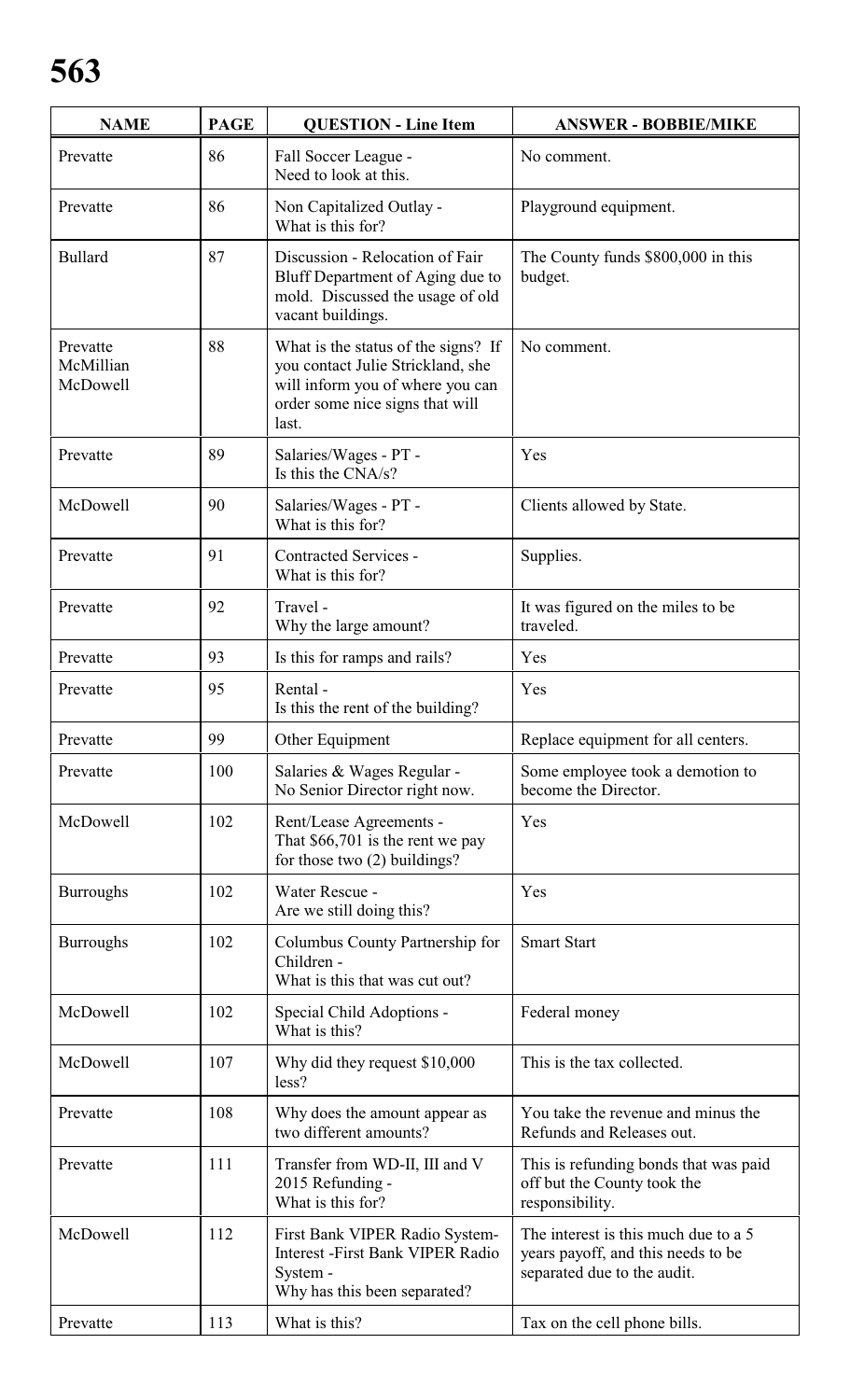| NAME | PAGE | QUESTION - Line Item | ANSWER - BOBBIE/MIKE |
|---|---|---|---|
| Prevatte | 86 | Fall Soccer League - Need to look at this. | No comment. |
| Prevatte | 86 | Non Capitalized Outlay - What is this for? | Playground equipment. |
| Bullard | 87 | Discussion - Relocation of Fair Bluff Department of Aging due to mold. Discussed the usage of old vacant buildings. | The County funds $800,000 in this budget. |
| Prevatte McMillian McDowell | 88 | What is the status of the signs? If you contact Julie Strickland, she will inform you of where you can order some nice signs that will last. | No comment. |
| Prevatte | 89 | Salaries/Wages - PT - Is this the CNA/s? | Yes |
| McDowell | 90 | Salaries/Wages - PT - What is this for? | Clients allowed by State. |
| Prevatte | 91 | Contracted Services - What is this for? | Supplies. |
| Prevatte | 92 | Travel - Why the large amount? | It was figured on the miles to be traveled. |
| Prevatte | 93 | Is this for ramps and rails? | Yes |
| Prevatte | 95 | Rental - Is this the rent of the building? | Yes |
| Prevatte | 99 | Other Equipment | Replace equipment for all centers. |
| Prevatte | 100 | Salaries & Wages Regular - No Senior Director right now. | Some employee took a demotion to become the Director. |
| McDowell | 102 | Rent/Lease Agreements - That $66,701 is the rent we pay for those two (2) buildings? | Yes |
| Burroughs | 102 | Water Rescue - Are we still doing this? | Yes |
| Burroughs | 102 | Columbus County Partnership for Children - What is this that was cut out? | Smart Start |
| McDowell | 102 | Special Child Adoptions - What is this? | Federal money |
| McDowell | 107 | Why did they request $10,000 less? | This is the tax collected. |
| Prevatte | 108 | Why does the amount appear as two different amounts? | You take the revenue and minus the Refunds and Releases out. |
| Prevatte | 111 | Transfer from WD-II, III and V 2015 Refunding - What is this for? | This is refunding bonds that was paid off but the County took the responsibility. |
| McDowell | 112 | First Bank VIPER Radio System-Interest -First Bank VIPER Radio System - Why has this been separated? | The interest is this much due to a 5 years payoff, and this needs to be separated due to the audit. |
| Prevatte | 113 | What is this? | Tax on the cell phone bills. |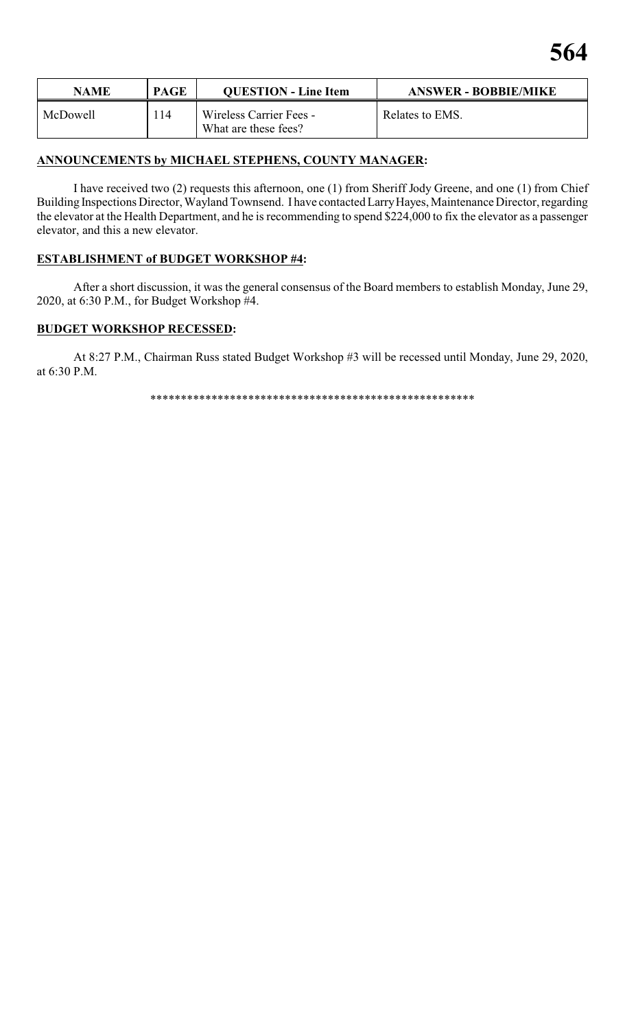| NAME | PAGE | QUESTION - Line Item | ANSWER - BOBBIE/MIKE |
|---|---|---|---|
| McDowell | 114 | Wireless Carrier Fees - What are these fees? | Relates to EMS. |

**ANNOUNCEMENTS by MICHAEL STEPHENS, COUNTY MANAGER:**

I have received two (2) requests this afternoon, one (1) from Sheriff Jody Greene, and one (1) from Chief Building Inspections Director, Wayland Townsend. I have contacted Larry Hayes, Maintenance Director, regarding the elevator at the Health Department, and he is recommending to spend $224,000 to fix the elevator as a passenger elevator, and this a new elevator.

**ESTABLISHMENT of BUDGET WORKSHOP #4:**

After a short discussion, it was the general consensus of the Board members to establish Monday, June 29, 2020, at 6:30 P.M., for Budget Workshop #4.

**BUDGET WORKSHOP RECESSED:**

At 8:27 P.M., Chairman Russ stated Budget Workshop #3 will be recessed until Monday, June 29, 2020, at 6:30 P.M.

\*\*\*\*\*\*\*\*\*\*\*\*\*\*\*\*\*\*\*\*\*\*\*\*\*\*\*\*\*\*\*\*\*\*\*\*\*\*\*\*\*\*\*\*\*\*\*\*\*\*\*\*\*\*